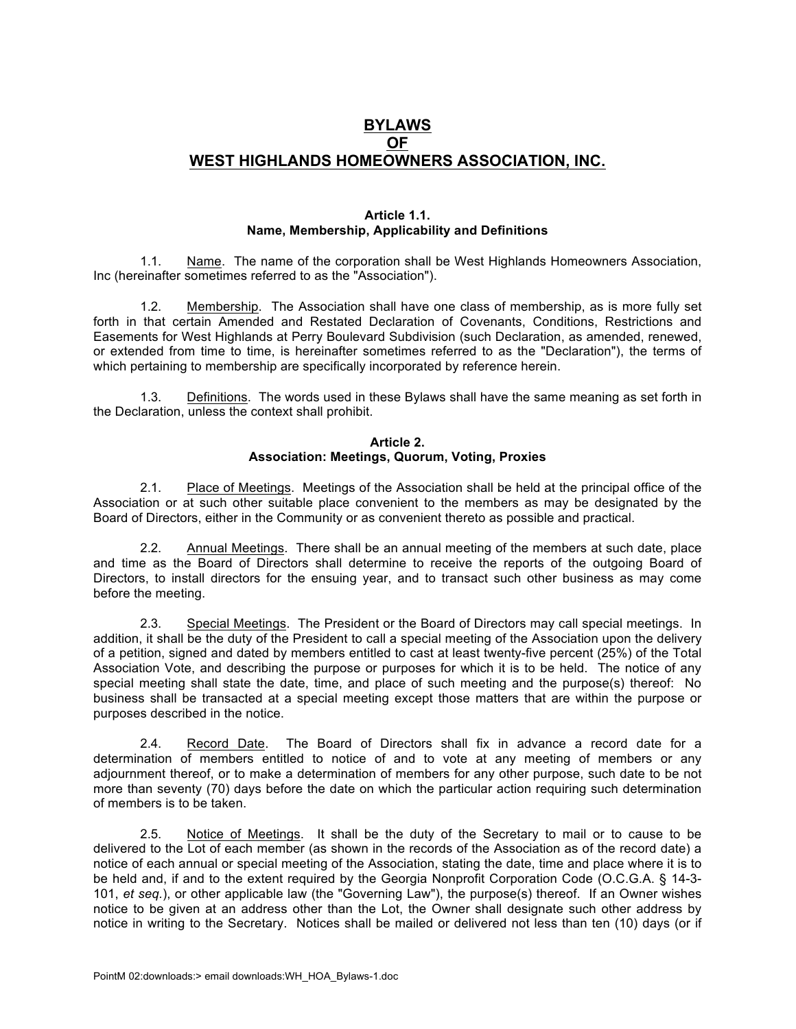# BYLAWS
# OF
# WEST HIGHLANDS HOMEOWNERS ASSOCIATION, INC.

### Article 1.1.
### Name, Membership, Applicability and Definitions

1.1. Name. The name of the corporation shall be West Highlands Homeowners Association, Inc (hereinafter sometimes referred to as the "Association").

1.2. Membership. The Association shall have one class of membership, as is more fully set forth in that certain Amended and Restated Declaration of Covenants, Conditions, Restrictions and Easements for West Highlands at Perry Boulevard Subdivision (such Declaration, as amended, renewed, or extended from time to time, is hereinafter sometimes referred to as the "Declaration"), the terms of which pertaining to membership are specifically incorporated by reference herein.

1.3. Definitions. The words used in these Bylaws shall have the same meaning as set forth in the Declaration, unless the context shall prohibit.

### Article 2.
### Association: Meetings, Quorum, Voting, Proxies

2.1. Place of Meetings. Meetings of the Association shall be held at the principal office of the Association or at such other suitable place convenient to the members as may be designated by the Board of Directors, either in the Community or as convenient thereto as possible and practical.

2.2. Annual Meetings. There shall be an annual meeting of the members at such date, place and time as the Board of Directors shall determine to receive the reports of the outgoing Board of Directors, to install directors for the ensuing year, and to transact such other business as may come before the meeting.

2.3. Special Meetings. The President or the Board of Directors may call special meetings. In addition, it shall be the duty of the President to call a special meeting of the Association upon the delivery of a petition, signed and dated by members entitled to cast at least twenty-five percent (25%) of the Total Association Vote, and describing the purpose or purposes for which it is to be held. The notice of any special meeting shall state the date, time, and place of such meeting and the purpose(s) thereof: No business shall be transacted at a special meeting except those matters that are within the purpose or purposes described in the notice.

2.4. Record Date. The Board of Directors shall fix in advance a record date for a determination of members entitled to notice of and to vote at any meeting of members or any adjournment thereof, or to make a determination of members for any other purpose, such date to be not more than seventy (70) days before the date on which the particular action requiring such determination of members is to be taken.

2.5. Notice of Meetings. It shall be the duty of the Secretary to mail or to cause to be delivered to the Lot of each member (as shown in the records of the Association as of the record date) a notice of each annual or special meeting of the Association, stating the date, time and place where it is to be held and, if and to the extent required by the Georgia Nonprofit Corporation Code (O.C.G.A. § 14-3-101, *et seq.*), or other applicable law (the "Governing Law"), the purpose(s) thereof. If an Owner wishes notice to be given at an address other than the Lot, the Owner shall designate such other address by notice in writing to the Secretary. Notices shall be mailed or delivered not less than ten (10) days (or if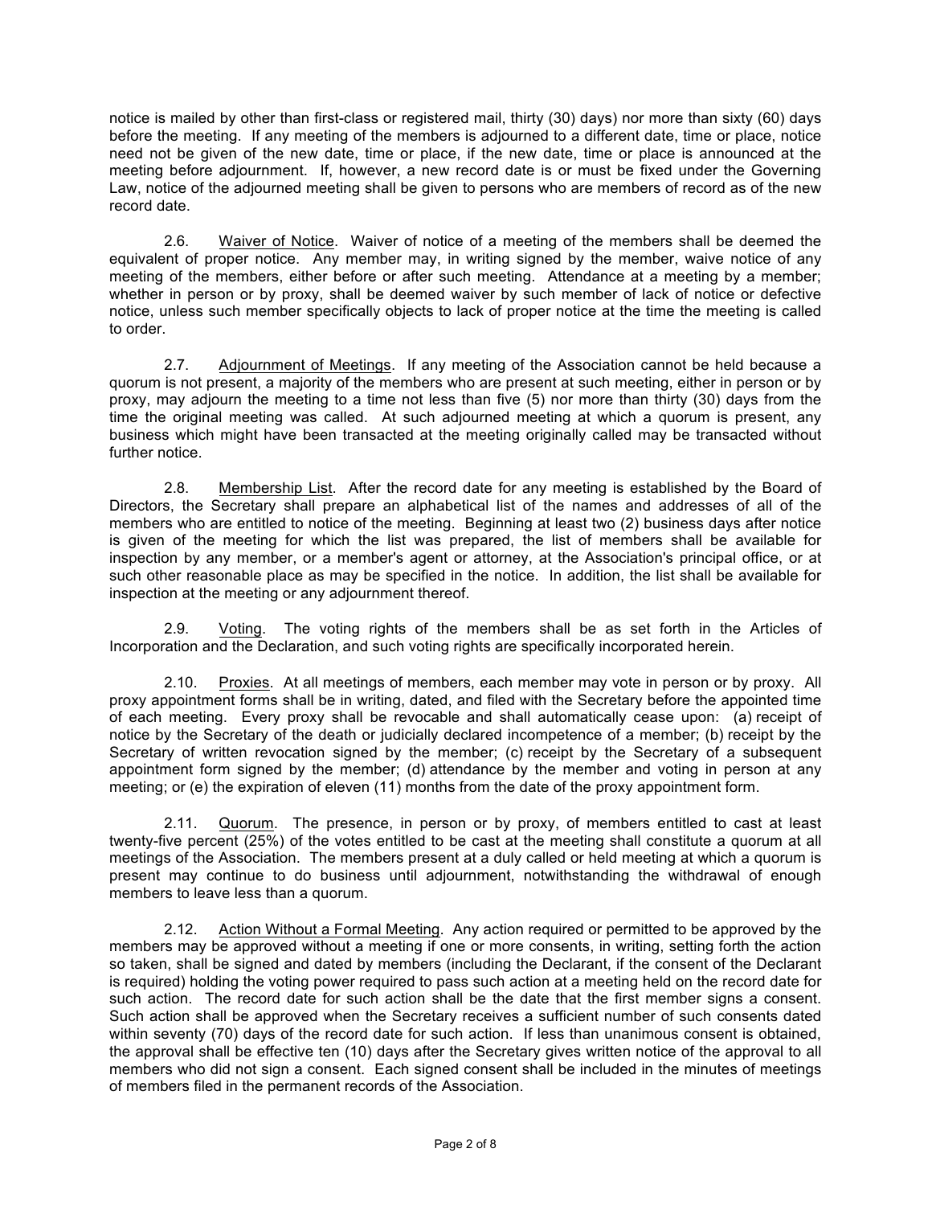notice is mailed by other than first-class or registered mail, thirty (30) days) nor more than sixty (60) days before the meeting. If any meeting of the members is adjourned to a different date, time or place, notice need not be given of the new date, time or place, if the new date, time or place is announced at the meeting before adjournment. If, however, a new record date is or must be fixed under the Governing Law, notice of the adjourned meeting shall be given to persons who are members of record as of the new record date.

2.6. Waiver of Notice. Waiver of notice of a meeting of the members shall be deemed the equivalent of proper notice. Any member may, in writing signed by the member, waive notice of any meeting of the members, either before or after such meeting. Attendance at a meeting by a member; whether in person or by proxy, shall be deemed waiver by such member of lack of notice or defective notice, unless such member specifically objects to lack of proper notice at the time the meeting is called to order.

2.7. Adjournment of Meetings. If any meeting of the Association cannot be held because a quorum is not present, a majority of the members who are present at such meeting, either in person or by proxy, may adjourn the meeting to a time not less than five (5) nor more than thirty (30) days from the time the original meeting was called. At such adjourned meeting at which a quorum is present, any business which might have been transacted at the meeting originally called may be transacted without further notice.

2.8. Membership List. After the record date for any meeting is established by the Board of Directors, the Secretary shall prepare an alphabetical list of the names and addresses of all of the members who are entitled to notice of the meeting. Beginning at least two (2) business days after notice is given of the meeting for which the list was prepared, the list of members shall be available for inspection by any member, or a member's agent or attorney, at the Association's principal office, or at such other reasonable place as may be specified in the notice. In addition, the list shall be available for inspection at the meeting or any adjournment thereof.

2.9. Voting. The voting rights of the members shall be as set forth in the Articles of Incorporation and the Declaration, and such voting rights are specifically incorporated herein.

2.10. Proxies. At all meetings of members, each member may vote in person or by proxy. All proxy appointment forms shall be in writing, dated, and filed with the Secretary before the appointed time of each meeting. Every proxy shall be revocable and shall automatically cease upon: (a) receipt of notice by the Secretary of the death or judicially declared incompetence of a member; (b) receipt by the Secretary of written revocation signed by the member; (c) receipt by the Secretary of a subsequent appointment form signed by the member; (d) attendance by the member and voting in person at any meeting; or (e) the expiration of eleven (11) months from the date of the proxy appointment form.

2.11. Quorum. The presence, in person or by proxy, of members entitled to cast at least twenty-five percent (25%) of the votes entitled to be cast at the meeting shall constitute a quorum at all meetings of the Association. The members present at a duly called or held meeting at which a quorum is present may continue to do business until adjournment, notwithstanding the withdrawal of enough members to leave less than a quorum.

2.12. Action Without a Formal Meeting. Any action required or permitted to be approved by the members may be approved without a meeting if one or more consents, in writing, setting forth the action so taken, shall be signed and dated by members (including the Declarant, if the consent of the Declarant is required) holding the voting power required to pass such action at a meeting held on the record date for such action. The record date for such action shall be the date that the first member signs a consent. Such action shall be approved when the Secretary receives a sufficient number of such consents dated within seventy (70) days of the record date for such action. If less than unanimous consent is obtained, the approval shall be effective ten (10) days after the Secretary gives written notice of the approval to all members who did not sign a consent. Each signed consent shall be included in the minutes of meetings of members filed in the permanent records of the Association.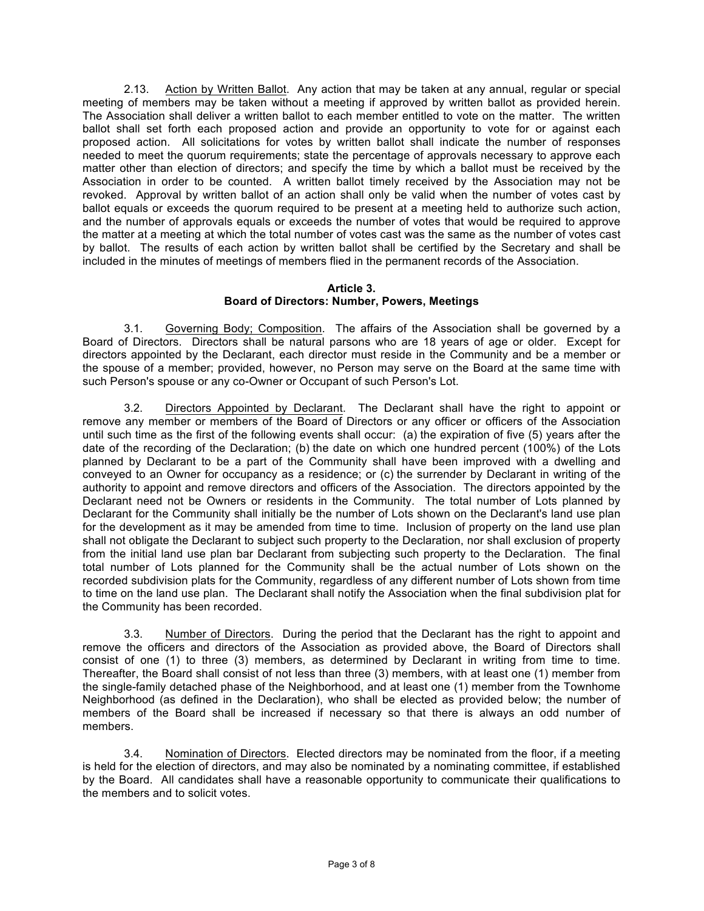2.13. Action by Written Ballot. Any action that may be taken at any annual, regular or special meeting of members may be taken without a meeting if approved by written ballot as provided herein. The Association shall deliver a written ballot to each member entitled to vote on the matter. The written ballot shall set forth each proposed action and provide an opportunity to vote for or against each proposed action. All solicitations for votes by written ballot shall indicate the number of responses needed to meet the quorum requirements; state the percentage of approvals necessary to approve each matter other than election of directors; and specify the time by which a ballot must be received by the Association in order to be counted. A written ballot timely received by the Association may not be revoked. Approval by written ballot of an action shall only be valid when the number of votes cast by ballot equals or exceeds the quorum required to be present at a meeting held to authorize such action, and the number of approvals equals or exceeds the number of votes that would be required to approve the matter at a meeting at which the total number of votes cast was the same as the number of votes cast by ballot. The results of each action by written ballot shall be certified by the Secretary and shall be included in the minutes of meetings of members flied in the permanent records of the Association.

## Article 3.
## Board of Directors: Number, Powers, Meetings

3.1. Governing Body; Composition. The affairs of the Association shall be governed by a Board of Directors. Directors shall be natural parsons who are 18 years of age or older. Except for directors appointed by the Declarant, each director must reside in the Community and be a member or the spouse of a member; provided, however, no Person may serve on the Board at the same time with such Person's spouse or any co-Owner or Occupant of such Person's Lot.

3.2. Directors Appointed by Declarant. The Declarant shall have the right to appoint or remove any member or members of the Board of Directors or any officer or officers of the Association until such time as the first of the following events shall occur: (a) the expiration of five (5) years after the date of the recording of the Declaration; (b) the date on which one hundred percent (100%) of the Lots planned by Declarant to be a part of the Community shall have been improved with a dwelling and conveyed to an Owner for occupancy as a residence; or (c) the surrender by Declarant in writing of the authority to appoint and remove directors and officers of the Association. The directors appointed by the Declarant need not be Owners or residents in the Community. The total number of Lots planned by Declarant for the Community shall initially be the number of Lots shown on the Declarant's land use plan for the development as it may be amended from time to time. Inclusion of property on the land use plan shall not obligate the Declarant to subject such property to the Declaration, nor shall exclusion of property from the initial land use plan bar Declarant from subjecting such property to the Declaration. The final total number of Lots planned for the Community shall be the actual number of Lots shown on the recorded subdivision plats for the Community, regardless of any different number of Lots shown from time to time on the land use plan. The Declarant shall notify the Association when the final subdivision plat for the Community has been recorded.

3.3. Number of Directors. During the period that the Declarant has the right to appoint and remove the officers and directors of the Association as provided above, the Board of Directors shall consist of one (1) to three (3) members, as determined by Declarant in writing from time to time. Thereafter, the Board shall consist of not less than three (3) members, with at least one (1) member from the single-family detached phase of the Neighborhood, and at least one (1) member from the Townhome Neighborhood (as defined in the Declaration), who shall be elected as provided below; the number of members of the Board shall be increased if necessary so that there is always an odd number of members.

3.4. Nomination of Directors. Elected directors may be nominated from the floor, if a meeting is held for the election of directors, and may also be nominated by a nominating committee, if established by the Board. All candidates shall have a reasonable opportunity to communicate their qualifications to the members and to solicit votes.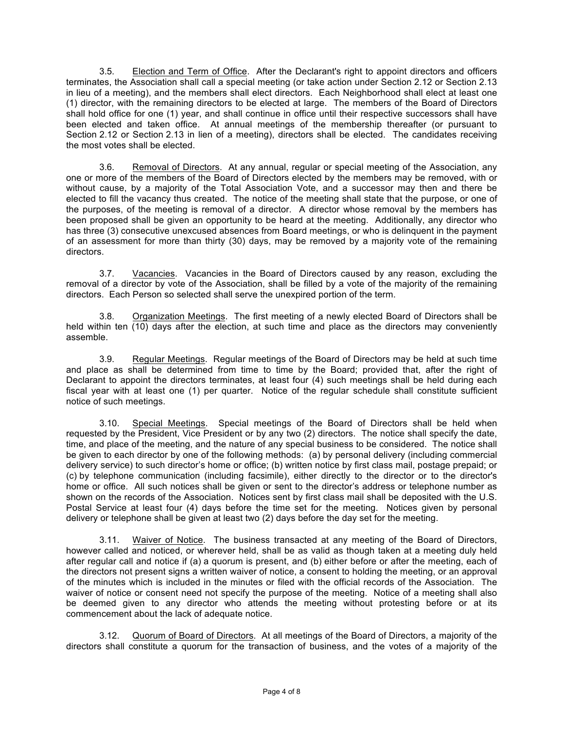3.5. Election and Term of Office. After the Declarant's right to appoint directors and officers terminates, the Association shall call a special meeting (or take action under Section 2.12 or Section 2.13 in lieu of a meeting), and the members shall elect directors. Each Neighborhood shall elect at least one (1) director, with the remaining directors to be elected at large. The members of the Board of Directors shall hold office for one (1) year, and shall continue in office until their respective successors shall have been elected and taken office. At annual meetings of the membership thereafter (or pursuant to Section 2.12 or Section 2.13 in lien of a meeting), directors shall be elected. The candidates receiving the most votes shall be elected.

3.6. Removal of Directors. At any annual, regular or special meeting of the Association, any one or more of the members of the Board of Directors elected by the members may be removed, with or without cause, by a majority of the Total Association Vote, and a successor may then and there be elected to fill the vacancy thus created. The notice of the meeting shall state that the purpose, or one of the purposes, of the meeting is removal of a director. A director whose removal by the members has been proposed shall be given an opportunity to be heard at the meeting. Additionally, any director who has three (3) consecutive unexcused absences from Board meetings, or who is delinquent in the payment of an assessment for more than thirty (30) days, may be removed by a majority vote of the remaining directors.

3.7. Vacancies. Vacancies in the Board of Directors caused by any reason, excluding the removal of a director by vote of the Association, shall be filled by a vote of the majority of the remaining directors. Each Person so selected shall serve the unexpired portion of the term.

3.8. Organization Meetings. The first meeting of a newly elected Board of Directors shall be held within ten (10) days after the election, at such time and place as the directors may conveniently assemble.

3.9. Regular Meetings. Regular meetings of the Board of Directors may be held at such time and place as shall be determined from time to time by the Board; provided that, after the right of Declarant to appoint the directors terminates, at least four (4) such meetings shall be held during each fiscal year with at least one (1) per quarter. Notice of the regular schedule shall constitute sufficient notice of such meetings.

3.10. Special Meetings. Special meetings of the Board of Directors shall be held when requested by the President, Vice President or by any two (2) directors. The notice shall specify the date, time, and place of the meeting, and the nature of any special business to be considered. The notice shall be given to each director by one of the following methods: (a) by personal delivery (including commercial delivery service) to such director's home or office; (b) written notice by first class mail, postage prepaid; or (c) by telephone communication (including facsimile), either directly to the director or to the director's home or office. All such notices shall be given or sent to the director's address or telephone number as shown on the records of the Association. Notices sent by first class mail shall be deposited with the U.S. Postal Service at least four (4) days before the time set for the meeting. Notices given by personal delivery or telephone shall be given at least two (2) days before the day set for the meeting.

3.11. Waiver of Notice. The business transacted at any meeting of the Board of Directors, however called and noticed, or wherever held, shall be as valid as though taken at a meeting duly held after regular call and notice if (a) a quorum is present, and (b) either before or after the meeting, each of the directors not present signs a written waiver of notice, a consent to holding the meeting, or an approval of the minutes which is included in the minutes or filed with the official records of the Association. The waiver of notice or consent need not specify the purpose of the meeting. Notice of a meeting shall also be deemed given to any director who attends the meeting without protesting before or at its commencement about the lack of adequate notice.

3.12. Quorum of Board of Directors. At all meetings of the Board of Directors, a majority of the directors shall constitute a quorum for the transaction of business, and the votes of a majority of the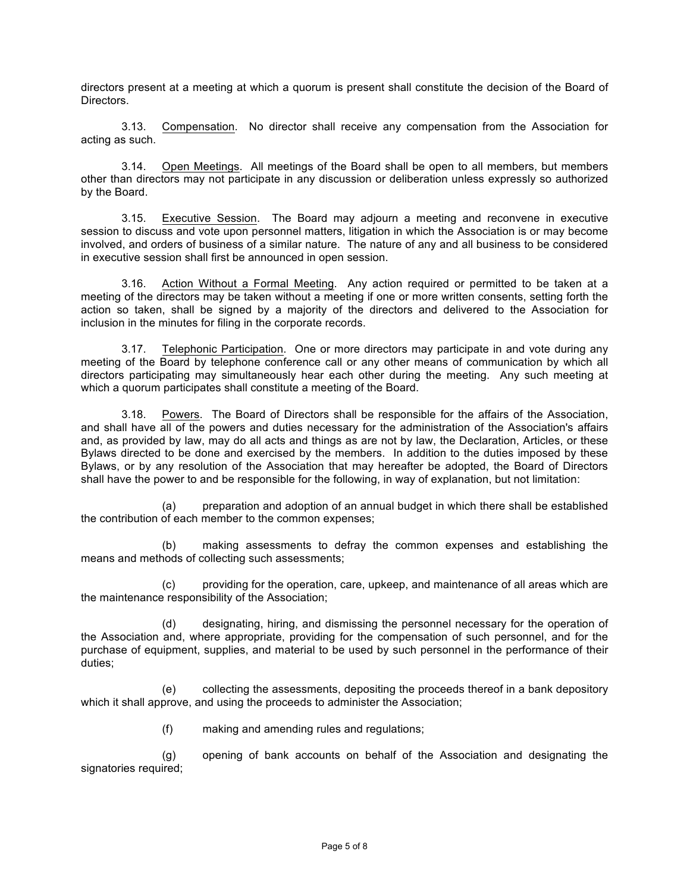directors present at a meeting at which a quorum is present shall constitute the decision of the Board of Directors.

3.13. Compensation. No director shall receive any compensation from the Association for acting as such.

3.14. Open Meetings. All meetings of the Board shall be open to all members, but members other than directors may not participate in any discussion or deliberation unless expressly so authorized by the Board.

3.15. Executive Session. The Board may adjourn a meeting and reconvene in executive session to discuss and vote upon personnel matters, litigation in which the Association is or may become involved, and orders of business of a similar nature. The nature of any and all business to be considered in executive session shall first be announced in open session.

3.16. Action Without a Formal Meeting. Any action required or permitted to be taken at a meeting of the directors may be taken without a meeting if one or more written consents, setting forth the action so taken, shall be signed by a majority of the directors and delivered to the Association for inclusion in the minutes for filing in the corporate records.

3.17. Telephonic Participation. One or more directors may participate in and vote during any meeting of the Board by telephone conference call or any other means of communication by which all directors participating may simultaneously hear each other during the meeting. Any such meeting at which a quorum participates shall constitute a meeting of the Board.

3.18. Powers. The Board of Directors shall be responsible for the affairs of the Association, and shall have all of the powers and duties necessary for the administration of the Association's affairs and, as provided by law, may do all acts and things as are not by law, the Declaration, Articles, or these Bylaws directed to be done and exercised by the members. In addition to the duties imposed by these Bylaws, or by any resolution of the Association that may hereafter be adopted, the Board of Directors shall have the power to and be responsible for the following, in way of explanation, but not limitation:

(a) preparation and adoption of an annual budget in which there shall be established the contribution of each member to the common expenses;

(b) making assessments to defray the common expenses and establishing the means and methods of collecting such assessments;

(c) providing for the operation, care, upkeep, and maintenance of all areas which are the maintenance responsibility of the Association;

(d) designating, hiring, and dismissing the personnel necessary for the operation of the Association and, where appropriate, providing for the compensation of such personnel, and for the purchase of equipment, supplies, and material to be used by such personnel in the performance of their duties;

(e) collecting the assessments, depositing the proceeds thereof in a bank depository which it shall approve, and using the proceeds to administer the Association;

(f) making and amending rules and regulations;

(g) opening of bank accounts on behalf of the Association and designating the signatories required;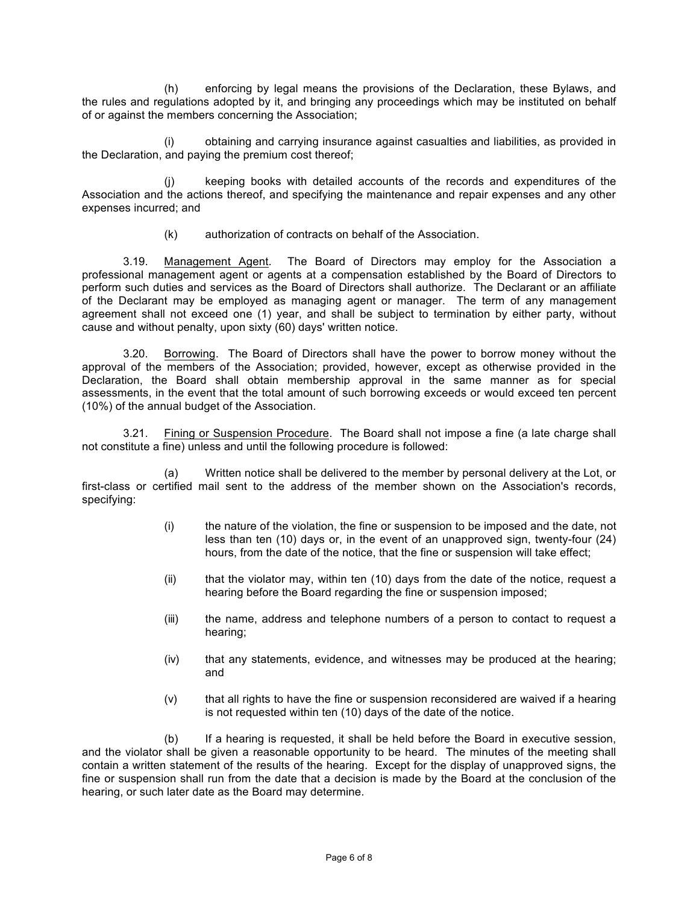(h) enforcing by legal means the provisions of the Declaration, these Bylaws, and the rules and regulations adopted by it, and bringing any proceedings which may be instituted on behalf of or against the members concerning the Association;

(i) obtaining and carrying insurance against casualties and liabilities, as provided in the Declaration, and paying the premium cost thereof;

(j) keeping books with detailed accounts of the records and expenditures of the Association and the actions thereof, and specifying the maintenance and repair expenses and any other expenses incurred; and

(k) authorization of contracts on behalf of the Association.

3.19. Management Agent. The Board of Directors may employ for the Association a professional management agent or agents at a compensation established by the Board of Directors to perform such duties and services as the Board of Directors shall authorize. The Declarant or an affiliate of the Declarant may be employed as managing agent or manager. The term of any management agreement shall not exceed one (1) year, and shall be subject to termination by either party, without cause and without penalty, upon sixty (60) days' written notice.

3.20. Borrowing. The Board of Directors shall have the power to borrow money without the approval of the members of the Association; provided, however, except as otherwise provided in the Declaration, the Board shall obtain membership approval in the same manner as for special assessments, in the event that the total amount of such borrowing exceeds or would exceed ten percent (10%) of the annual budget of the Association.

3.21. Fining or Suspension Procedure. The Board shall not impose a fine (a late charge shall not constitute a fine) unless and until the following procedure is followed:

(a) Written notice shall be delivered to the member by personal delivery at the Lot, or first-class or certified mail sent to the address of the member shown on the Association's records, specifying:

(i) the nature of the violation, the fine or suspension to be imposed and the date, not less than ten (10) days or, in the event of an unapproved sign, twenty-four (24) hours, from the date of the notice, that the fine or suspension will take effect;

(ii) that the violator may, within ten (10) days from the date of the notice, request a hearing before the Board regarding the fine or suspension imposed;

(iii) the name, address and telephone numbers of a person to contact to request a hearing;

(iv) that any statements, evidence, and witnesses may be produced at the hearing; and

(v) that all rights to have the fine or suspension reconsidered are waived if a hearing is not requested within ten (10) days of the date of the notice.

(b) If a hearing is requested, it shall be held before the Board in executive session, and the violator shall be given a reasonable opportunity to be heard. The minutes of the meeting shall contain a written statement of the results of the hearing. Except for the display of unapproved signs, the fine or suspension shall run from the date that a decision is made by the Board at the conclusion of the hearing, or such later date as the Board may determine.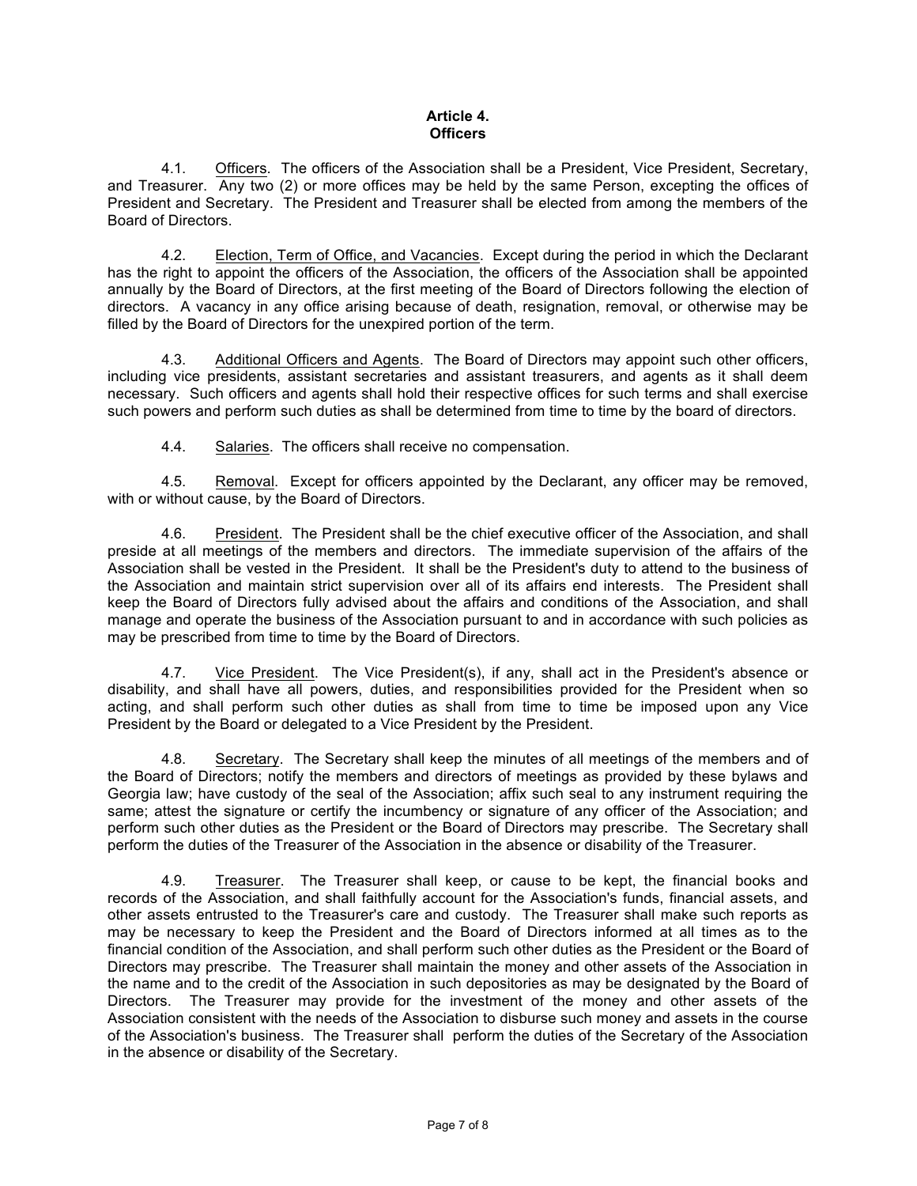# Article 4.
# Officers

4.1. Officers. The officers of the Association shall be a President, Vice President, Secretary, and Treasurer. Any two (2) or more offices may be held by the same Person, excepting the offices of President and Secretary. The President and Treasurer shall be elected from among the members of the Board of Directors.

4.2. Election, Term of Office, and Vacancies. Except during the period in which the Declarant has the right to appoint the officers of the Association, the officers of the Association shall be appointed annually by the Board of Directors, at the first meeting of the Board of Directors following the election of directors. A vacancy in any office arising because of death, resignation, removal, or otherwise may be filled by the Board of Directors for the unexpired portion of the term.

4.3. Additional Officers and Agents. The Board of Directors may appoint such other officers, including vice presidents, assistant secretaries and assistant treasurers, and agents as it shall deem necessary. Such officers and agents shall hold their respective offices for such terms and shall exercise such powers and perform such duties as shall be determined from time to time by the board of directors.

4.4. Salaries. The officers shall receive no compensation.

4.5. Removal. Except for officers appointed by the Declarant, any officer may be removed, with or without cause, by the Board of Directors.

4.6. President. The President shall be the chief executive officer of the Association, and shall preside at all meetings of the members and directors. The immediate supervision of the affairs of the Association shall be vested in the President. It shall be the President's duty to attend to the business of the Association and maintain strict supervision over all of its affairs end interests. The President shall keep the Board of Directors fully advised about the affairs and conditions of the Association, and shall manage and operate the business of the Association pursuant to and in accordance with such policies as may be prescribed from time to time by the Board of Directors.

4.7. Vice President. The Vice President(s), if any, shall act in the President's absence or disability, and shall have all powers, duties, and responsibilities provided for the President when so acting, and shall perform such other duties as shall from time to time be imposed upon any Vice President by the Board or delegated to a Vice President by the President.

4.8. Secretary. The Secretary shall keep the minutes of all meetings of the members and of the Board of Directors; notify the members and directors of meetings as provided by these bylaws and Georgia law; have custody of the seal of the Association; affix such seal to any instrument requiring the same; attest the signature or certify the incumbency or signature of any officer of the Association; and perform such other duties as the President or the Board of Directors may prescribe. The Secretary shall perform the duties of the Treasurer of the Association in the absence or disability of the Treasurer.

4.9. Treasurer. The Treasurer shall keep, or cause to be kept, the financial books and records of the Association, and shall faithfully account for the Association's funds, financial assets, and other assets entrusted to the Treasurer's care and custody. The Treasurer shall make such reports as may be necessary to keep the President and the Board of Directors informed at all times as to the financial condition of the Association, and shall perform such other duties as the President or the Board of Directors may prescribe. The Treasurer shall maintain the money and other assets of the Association in the name and to the credit of the Association in such depositories as may be designated by the Board of Directors. The Treasurer may provide for the investment of the money and other assets of the Association consistent with the needs of the Association to disburse such money and assets in the course of the Association's business. The Treasurer shall perform the duties of the Secretary of the Association in the absence or disability of the Secretary.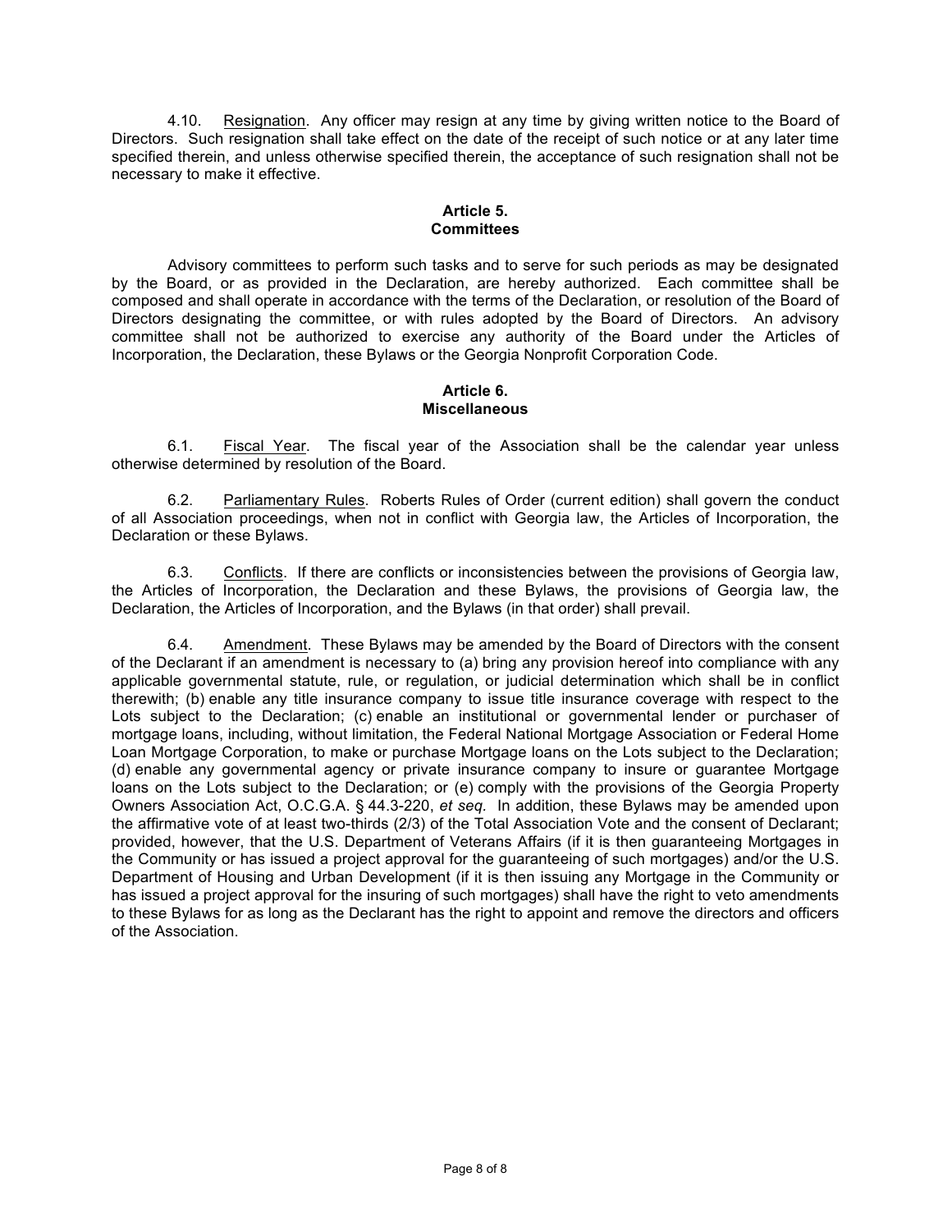4.10. Resignation. Any officer may resign at any time by giving written notice to the Board of Directors. Such resignation shall take effect on the date of the receipt of such notice or at any later time specified therein, and unless otherwise specified therein, the acceptance of such resignation shall not be necessary to make it effective.

## Article 5.
## Committees

Advisory committees to perform such tasks and to serve for such periods as may be designated by the Board, or as provided in the Declaration, are hereby authorized. Each committee shall be composed and shall operate in accordance with the terms of the Declaration, or resolution of the Board of Directors designating the committee, or with rules adopted by the Board of Directors. An advisory committee shall not be authorized to exercise any authority of the Board under the Articles of Incorporation, the Declaration, these Bylaws or the Georgia Nonprofit Corporation Code.

## Article 6.
## Miscellaneous

6.1. Fiscal Year. The fiscal year of the Association shall be the calendar year unless otherwise determined by resolution of the Board.

6.2. Parliamentary Rules. Roberts Rules of Order (current edition) shall govern the conduct of all Association proceedings, when not in conflict with Georgia law, the Articles of Incorporation, the Declaration or these Bylaws.

6.3. Conflicts. If there are conflicts or inconsistencies between the provisions of Georgia law, the Articles of Incorporation, the Declaration and these Bylaws, the provisions of Georgia law, the Declaration, the Articles of Incorporation, and the Bylaws (in that order) shall prevail.

6.4. Amendment. These Bylaws may be amended by the Board of Directors with the consent of the Declarant if an amendment is necessary to (a) bring any provision hereof into compliance with any applicable governmental statute, rule, or regulation, or judicial determination which shall be in conflict therewith; (b) enable any title insurance company to issue title insurance coverage with respect to the Lots subject to the Declaration; (c) enable an institutional or governmental lender or purchaser of mortgage loans, including, without limitation, the Federal National Mortgage Association or Federal Home Loan Mortgage Corporation, to make or purchase Mortgage loans on the Lots subject to the Declaration; (d) enable any governmental agency or private insurance company to insure or guarantee Mortgage loans on the Lots subject to the Declaration; or (e) comply with the provisions of the Georgia Property Owners Association Act, O.C.G.A. § 44.3-220, *et seq.* In addition, these Bylaws may be amended upon the affirmative vote of at least two-thirds (2/3) of the Total Association Vote and the consent of Declarant; provided, however, that the U.S. Department of Veterans Affairs (if it is then guaranteeing Mortgages in the Community or has issued a project approval for the guaranteeing of such mortgages) and/or the U.S. Department of Housing and Urban Development (if it is then issuing any Mortgage in the Community or has issued a project approval for the insuring of such mortgages) shall have the right to veto amendments to these Bylaws for as long as the Declarant has the right to appoint and remove the directors and officers of the Association.